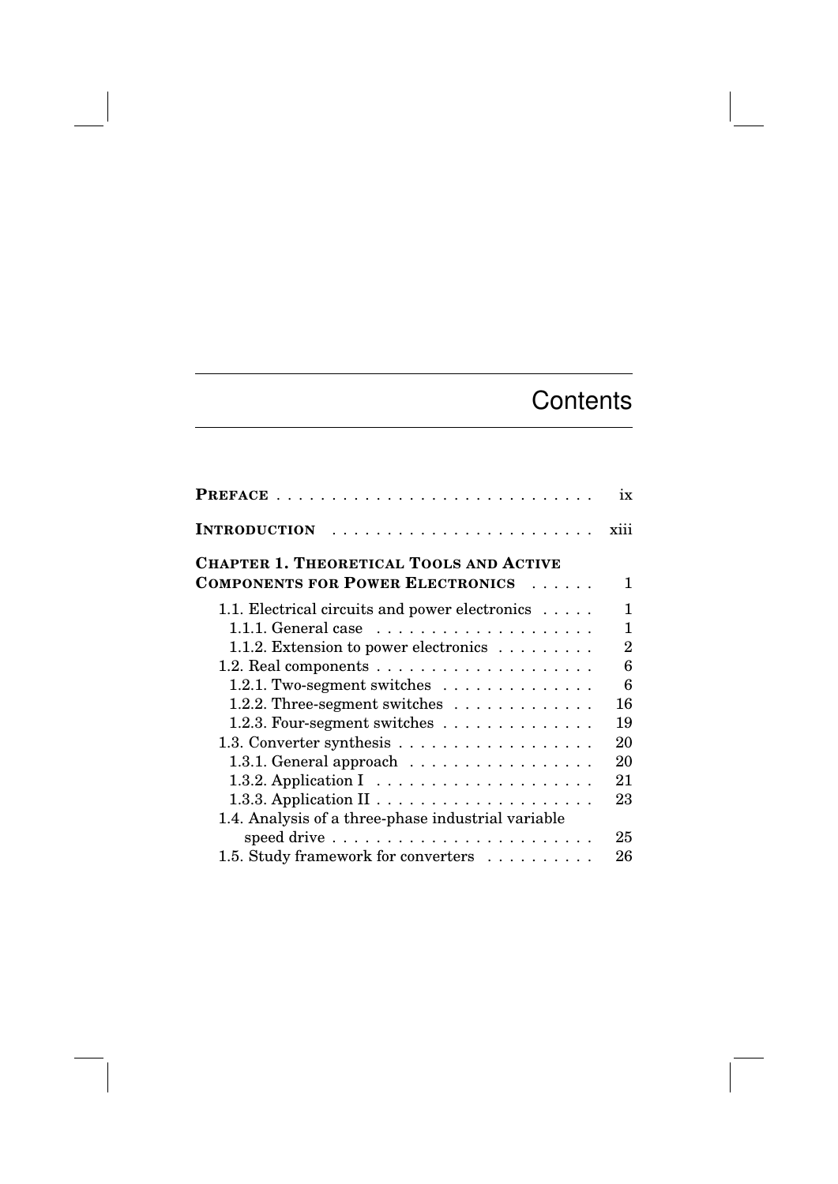# Contents

**PREFACE** . . . . . . . . . . . . . . . . . . . . . . . . . . . . . ix

**INTRODUCTION** . . . . . . . . . . . . . . . . . . . . . . . . xiii

**CHAPTER 1. THEORETICAL TOOLS AND ACTIVE COMPONENTS FOR POWER ELECTRONICS** . . . . . . 1

- 1.1. Electrical circuits and power electronics . . . . . 1
  - 1.1.1. General case . . . . . . . . . . . . . . . . . . . . 1
  - 1.1.2. Extension to power electronics . . . . . . . . . 2
- 1.2. Real components . . . . . . . . . . . . . . . . . . . . 6
  - 1.2.1. Two-segment switches . . . . . . . . . . . . . . 6
  - 1.2.2. Three-segment switches . . . . . . . . . . . . . 16
  - 1.2.3. Four-segment switches . . . . . . . . . . . . . . 19
- 1.3. Converter synthesis . . . . . . . . . . . . . . . . . . 20
  - 1.3.1. General approach . . . . . . . . . . . . . . . . . 20
  - 1.3.2. Application I . . . . . . . . . . . . . . . . . . . . 21
  - 1.3.3. Application II . . . . . . . . . . . . . . . . . . . 23
- 1.4. Analysis of a three-phase industrial variable speed drive . . . . . . . . . . . . . . . . . . . . . . . . 25
- 1.5. Study framework for converters . . . . . . . . . . 26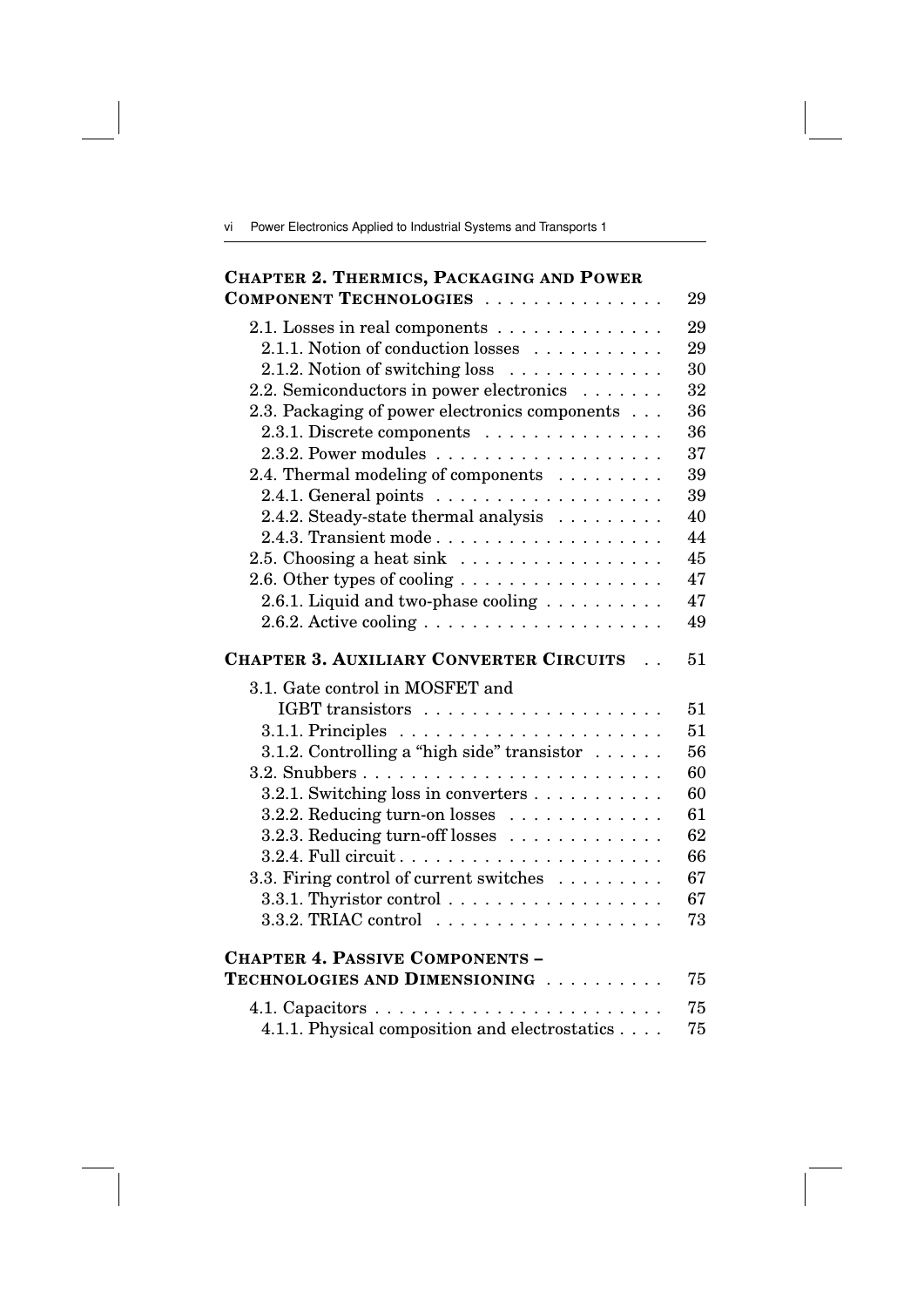**CHAPTER 2. THERMICS, PACKAGING AND POWER COMPONENT TECHNOLOGIES** . . . . . . . . . . . . . . . 29

2.1. Losses in real components . . . . . . . . . . . . . . 29
  2.1.1. Notion of conduction losses . . . . . . . . . . . 29
  2.1.2. Notion of switching loss . . . . . . . . . . . . . 30
2.2. Semiconductors in power electronics . . . . . . . 32
2.3. Packaging of power electronics components . . . 36
  2.3.1. Discrete components . . . . . . . . . . . . . . . 36
  2.3.2. Power modules . . . . . . . . . . . . . . . . . . . 37
2.4. Thermal modeling of components . . . . . . . . . 39
  2.4.1. General points . . . . . . . . . . . . . . . . . . . 39
  2.4.2. Steady-state thermal analysis . . . . . . . . . 40
  2.4.3. Transient mode . . . . . . . . . . . . . . . . . . . 44
2.5. Choosing a heat sink . . . . . . . . . . . . . . . . . 45
2.6. Other types of cooling . . . . . . . . . . . . . . . . 47
  2.6.1. Liquid and two-phase cooling . . . . . . . . . . 47
  2.6.2. Active cooling . . . . . . . . . . . . . . . . . . . 49

**CHAPTER 3. AUXILIARY CONVERTER CIRCUITS** . . 51

3.1. Gate control in MOSFET and IGBT transistors . . . . . . . . . . . . . . . . . . . . 51
  3.1.1. Principles . . . . . . . . . . . . . . . . . . . . . . 51
  3.1.2. Controlling a "high side" transistor . . . . . . 56
3.2. Snubbers . . . . . . . . . . . . . . . . . . . . . . . . . 60
  3.2.1. Switching loss in converters . . . . . . . . . . . 60
  3.2.2. Reducing turn-on losses . . . . . . . . . . . . . 61
  3.2.3. Reducing turn-off losses . . . . . . . . . . . . . 62
  3.2.4. Full circuit . . . . . . . . . . . . . . . . . . . . . . 66
3.3. Firing control of current switches . . . . . . . . . 67
  3.3.1. Thyristor control . . . . . . . . . . . . . . . . . . 67
  3.3.2. TRIAC control . . . . . . . . . . . . . . . . . . . 73

**CHAPTER 4. PASSIVE COMPONENTS – TECHNOLOGIES AND DIMENSIONING** . . . . . . . . . . 75

4.1. Capacitors . . . . . . . . . . . . . . . . . . . . . . . . 75
  4.1.1. Physical composition and electrostatics . . . . 75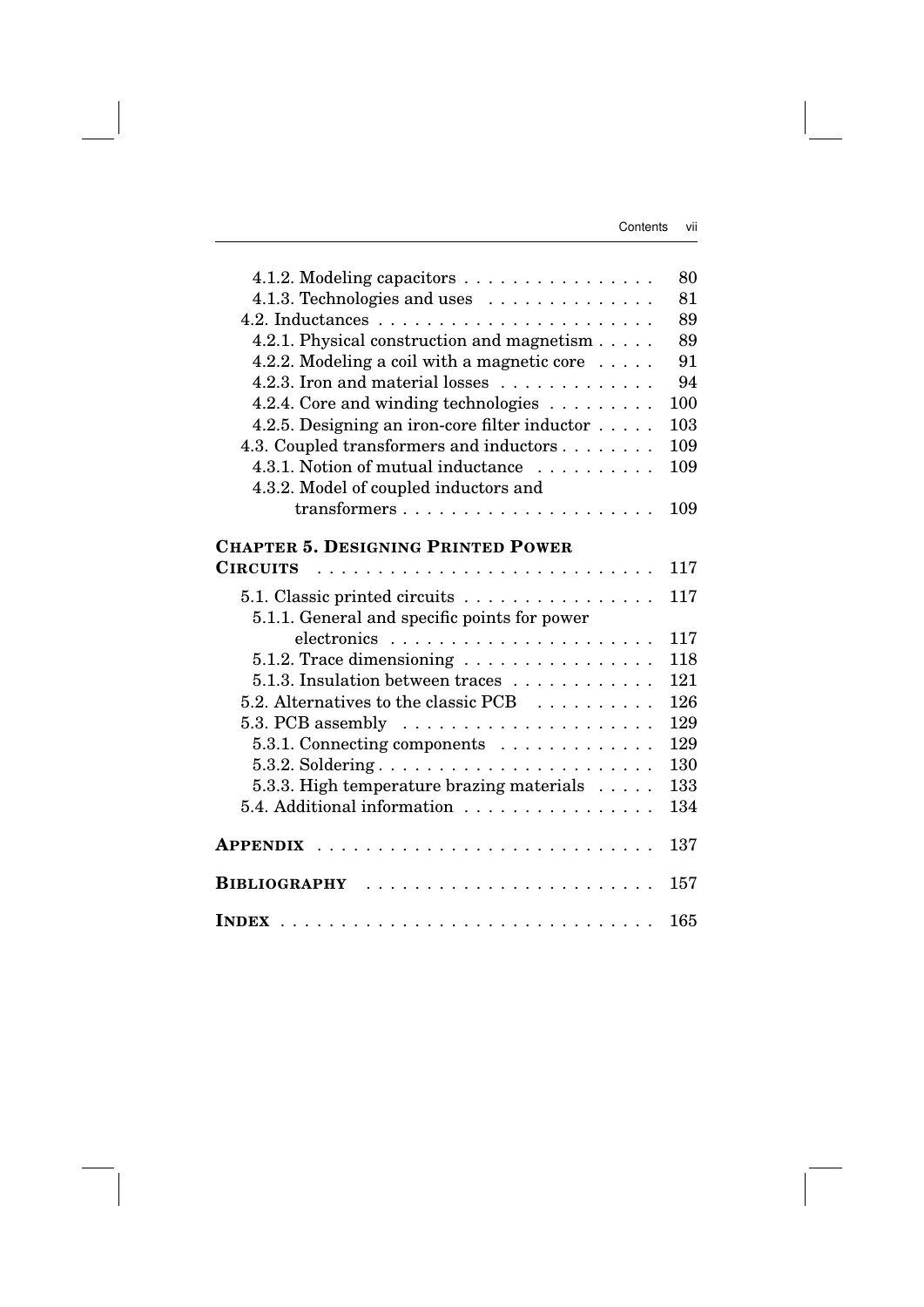4.1.2. Modeling capacitors . . . . . . . . . . . . . . . . 80

4.1.3. Technologies and uses . . . . . . . . . . . . . . 81

4.2. Inductances . . . . . . . . . . . . . . . . . . . . . . . 89

4.2.1. Physical construction and magnetism . . . . . 89

4.2.2. Modeling a coil with a magnetic core . . . . . 91

4.2.3. Iron and material losses . . . . . . . . . . . . . 94

4.2.4. Core and winding technologies . . . . . . . . . 100

4.2.5. Designing an iron-core filter inductor . . . . . 103

4.3. Coupled transformers and inductors . . . . . . . . 109

4.3.1. Notion of mutual inductance . . . . . . . . . . 109

4.3.2. Model of coupled inductors and transformers . . . . . . . . . . . . . . . . . . . . . 109

**CHAPTER 5. DESIGNING PRINTED POWER CIRCUITS** . . . . . . . . . . . . . . . . . . . . . . . . . . . . 117

5.1. Classic printed circuits . . . . . . . . . . . . . . . . 117

5.1.1. General and specific points for power electronics . . . . . . . . . . . . . . . . . . . . . . 117

5.1.2. Trace dimensioning . . . . . . . . . . . . . . . . 118

5.1.3. Insulation between traces . . . . . . . . . . . . 121

5.2. Alternatives to the classic PCB . . . . . . . . . . 126

5.3. PCB assembly . . . . . . . . . . . . . . . . . . . . . 129

5.3.1. Connecting components . . . . . . . . . . . . . 129

5.3.2. Soldering . . . . . . . . . . . . . . . . . . . . . . . 130

5.3.3. High temperature brazing materials . . . . . 133

5.4. Additional information . . . . . . . . . . . . . . . . 134

**APPENDIX** . . . . . . . . . . . . . . . . . . . . . . . . . . 137

**BIBLIOGRAPHY** . . . . . . . . . . . . . . . . . . . . . . 157

**INDEX** . . . . . . . . . . . . . . . . . . . . . . . . . . . . . 165